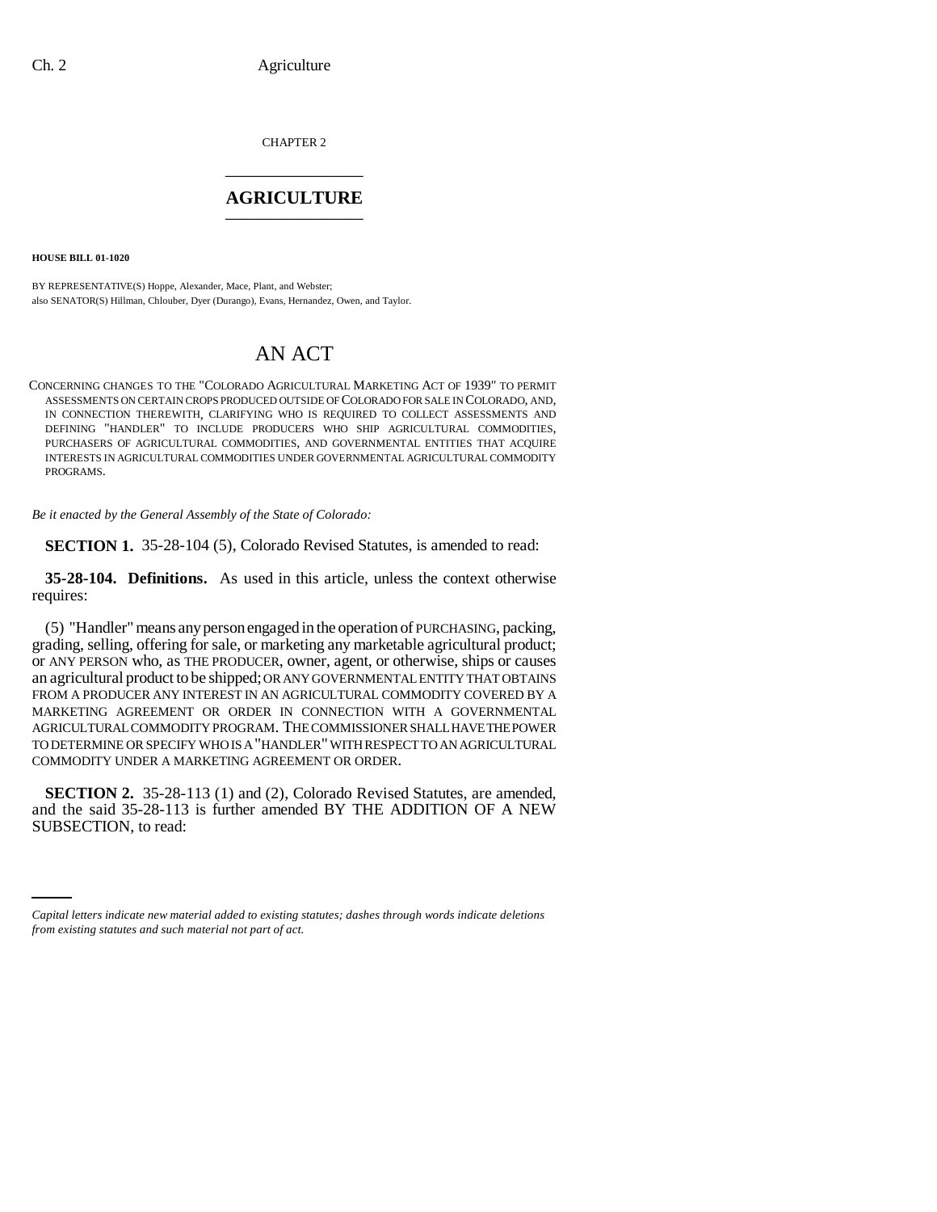CHAPTER 2

# AGRICULTURE

**HOUSE BILL 01-1020**

BY REPRESENTATIVE(S) Hoppe, Alexander, Mace, Plant, and Webster;
also SENATOR(S) Hillman, Chlouber, Dyer (Durango), Evans, Hernandez, Owen, and Taylor.

# AN ACT

CONCERNING CHANGES TO THE "COLORADO AGRICULTURAL MARKETING ACT OF 1939" TO PERMIT ASSESSMENTS ON CERTAIN CROPS PRODUCED OUTSIDE OF COLORADO FOR SALE IN COLORADO, AND, IN CONNECTION THEREWITH, CLARIFYING WHO IS REQUIRED TO COLLECT ASSESSMENTS AND DEFINING "HANDLER" TO INCLUDE PRODUCERS WHO SHIP AGRICULTURAL COMMODITIES, PURCHASERS OF AGRICULTURAL COMMODITIES, AND GOVERNMENTAL ENTITIES THAT ACQUIRE INTERESTS IN AGRICULTURAL COMMODITIES UNDER GOVERNMENTAL AGRICULTURAL COMMODITY PROGRAMS.

*Be it enacted by the General Assembly of the State of Colorado:*

**SECTION 1.** 35-28-104 (5), Colorado Revised Statutes, is amended to read:

**35-28-104. Definitions.** As used in this article, unless the context otherwise requires:

(5) "Handler" means any person engaged in the operation of PURCHASING, packing, grading, selling, offering for sale, or marketing any marketable agricultural product; or ANY PERSON who, as THE PRODUCER, owner, agent, or otherwise, ships or causes an agricultural product to be shipped; OR ANY GOVERNMENTAL ENTITY THAT OBTAINS FROM A PRODUCER ANY INTEREST IN AN AGRICULTURAL COMMODITY COVERED BY A MARKETING AGREEMENT OR ORDER IN CONNECTION WITH A GOVERNMENTAL AGRICULTURAL COMMODITY PROGRAM. THE COMMISSIONER SHALL HAVE THE POWER TO DETERMINE OR SPECIFY WHO IS A "HANDLER" WITH RESPECT TO AN AGRICULTURAL COMMODITY UNDER A MARKETING AGREEMENT OR ORDER.

**SECTION 2.** 35-28-113 (1) and (2), Colorado Revised Statutes, are amended, and the said 35-28-113 is further amended BY THE ADDITION OF A NEW SUBSECTION, to read:

*Capital letters indicate new material added to existing statutes; dashes through words indicate deletions from existing statutes and such material not part of act.*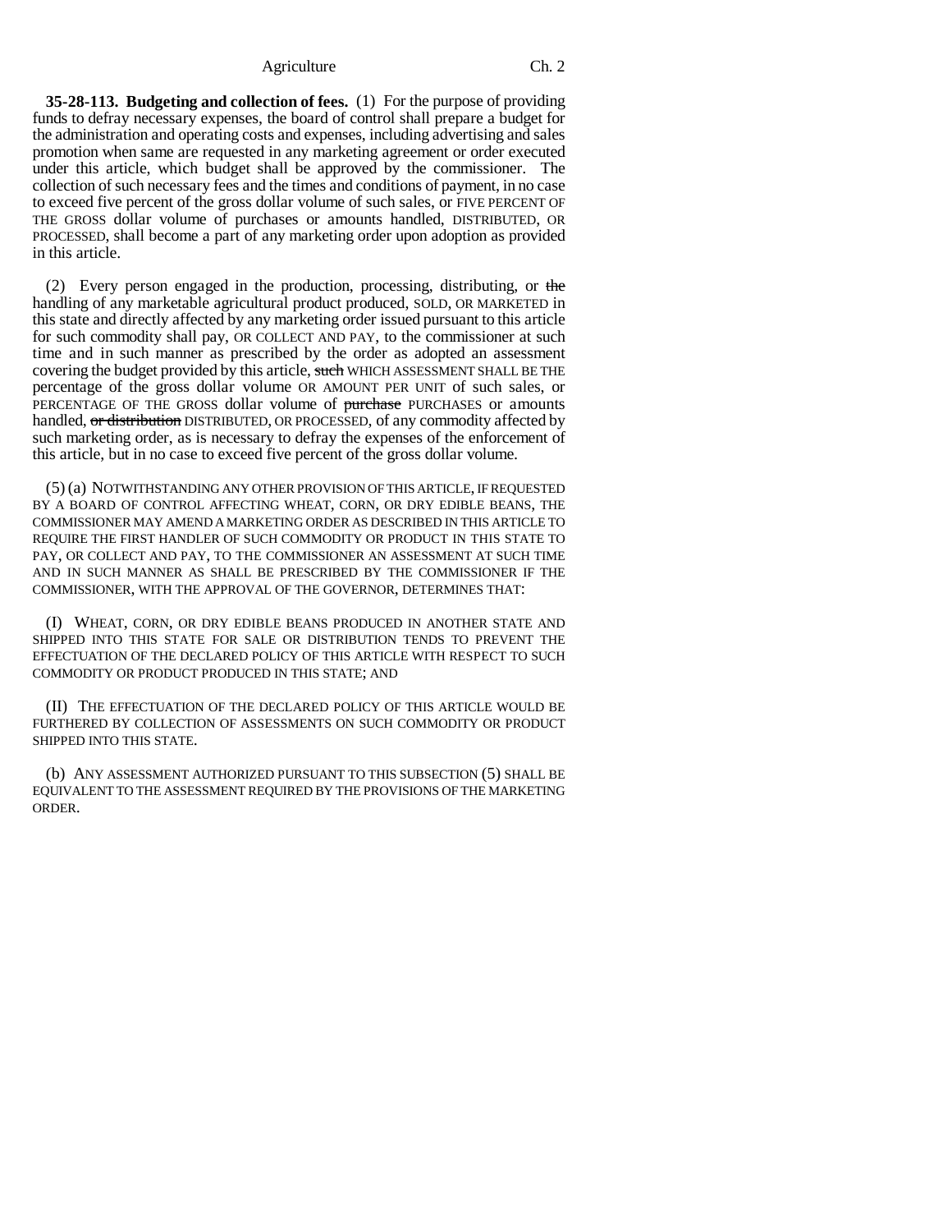**35-28-113. Budgeting and collection of fees.** (1) For the purpose of providing funds to defray necessary expenses, the board of control shall prepare a budget for the administration and operating costs and expenses, including advertising and sales promotion when same are requested in any marketing agreement or order executed under this article, which budget shall be approved by the commissioner. The collection of such necessary fees and the times and conditions of payment, in no case to exceed five percent of the gross dollar volume of such sales, or FIVE PERCENT OF THE GROSS dollar volume of purchases or amounts handled, DISTRIBUTED, OR PROCESSED, shall become a part of any marketing order upon adoption as provided in this article.

(2) Every person engaged in the production, processing, distributing, or ~~the~~ handling of any marketable agricultural product produced, SOLD, OR MARKETED in this state and directly affected by any marketing order issued pursuant to this article for such commodity shall pay, OR COLLECT AND PAY, to the commissioner at such time and in such manner as prescribed by the order as adopted an assessment covering the budget provided by this article, ~~such~~ WHICH ASSESSMENT SHALL BE THE percentage of the gross dollar volume OR AMOUNT PER UNIT of such sales, or PERCENTAGE OF THE GROSS dollar volume of ~~purchase~~ PURCHASES or amounts handled, ~~or distribution~~ DISTRIBUTED, OR PROCESSED, of any commodity affected by such marketing order, as is necessary to defray the expenses of the enforcement of this article, but in no case to exceed five percent of the gross dollar volume.

(5) (a) NOTWITHSTANDING ANY OTHER PROVISION OF THIS ARTICLE, IF REQUESTED BY A BOARD OF CONTROL AFFECTING WHEAT, CORN, OR DRY EDIBLE BEANS, THE COMMISSIONER MAY AMEND A MARKETING ORDER AS DESCRIBED IN THIS ARTICLE TO REQUIRE THE FIRST HANDLER OF SUCH COMMODITY OR PRODUCT IN THIS STATE TO PAY, OR COLLECT AND PAY, TO THE COMMISSIONER AN ASSESSMENT AT SUCH TIME AND IN SUCH MANNER AS SHALL BE PRESCRIBED BY THE COMMISSIONER IF THE COMMISSIONER, WITH THE APPROVAL OF THE GOVERNOR, DETERMINES THAT:

(I) WHEAT, CORN, OR DRY EDIBLE BEANS PRODUCED IN ANOTHER STATE AND SHIPPED INTO THIS STATE FOR SALE OR DISTRIBUTION TENDS TO PREVENT THE EFFECTUATION OF THE DECLARED POLICY OF THIS ARTICLE WITH RESPECT TO SUCH COMMODITY OR PRODUCT PRODUCED IN THIS STATE; AND

(II) THE EFFECTUATION OF THE DECLARED POLICY OF THIS ARTICLE WOULD BE FURTHERED BY COLLECTION OF ASSESSMENTS ON SUCH COMMODITY OR PRODUCT SHIPPED INTO THIS STATE.

(b) ANY ASSESSMENT AUTHORIZED PURSUANT TO THIS SUBSECTION (5) SHALL BE EQUIVALENT TO THE ASSESSMENT REQUIRED BY THE PROVISIONS OF THE MARKETING ORDER.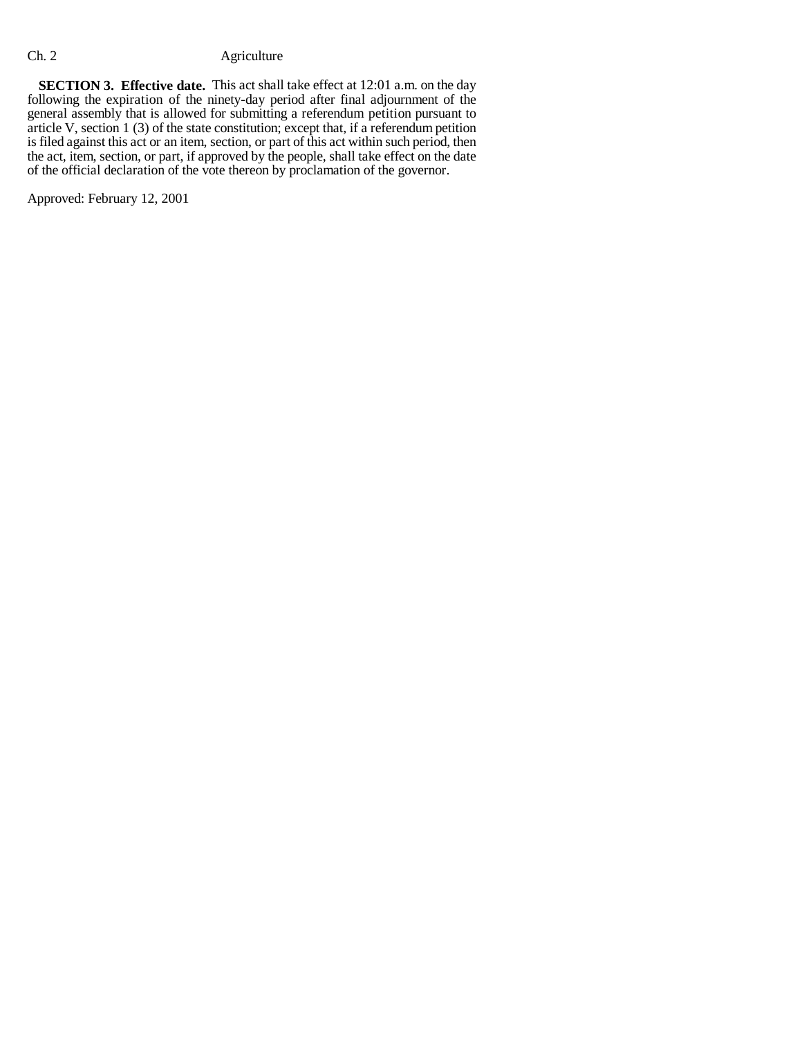**SECTION 3. Effective date.** This act shall take effect at 12:01 a.m. on the day following the expiration of the ninety-day period after final adjournment of the general assembly that is allowed for submitting a referendum petition pursuant to article V, section 1 (3) of the state constitution; except that, if a referendum petition is filed against this act or an item, section, or part of this act within such period, then the act, item, section, or part, if approved by the people, shall take effect on the date of the official declaration of the vote thereon by proclamation of the governor.

Approved: February 12, 2001